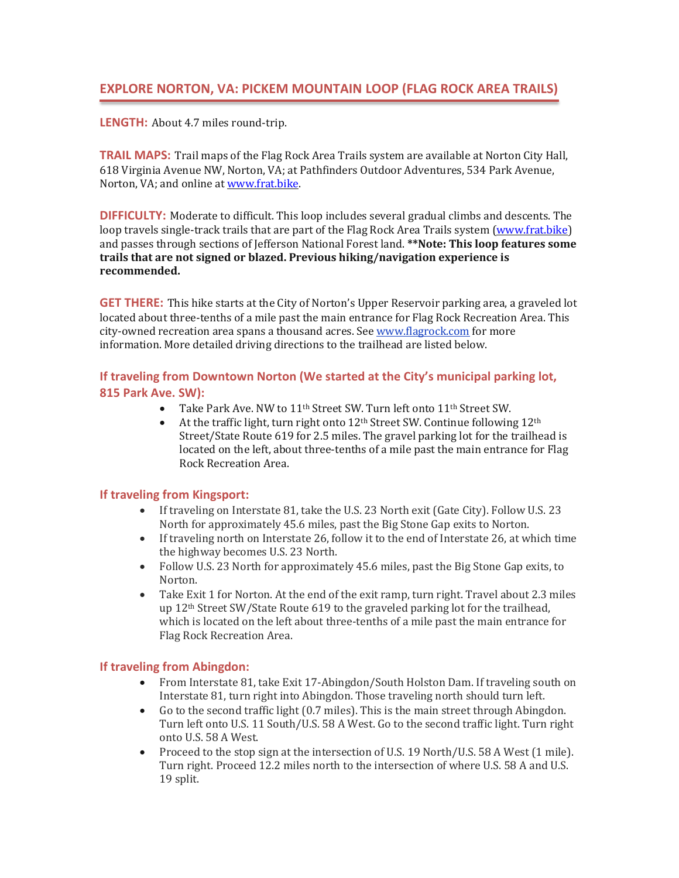# EXPLORE NORTON, VA: PICKEM MOUNTAIN LOOP (FLAG ROCK AREA TRAILS)

**LENGTH:** About 4.7 miles round-trip.

**TRAIL MAPS:** Trail maps of the Flag Rock Area Trails system are available at Norton City Hall, 618 Virginia Avenue NW, Norton, VA; at Pathfinders Outdoor Adventures, 534 Park Avenue, Norton, VA; and online at [www.frat.bike](www.frat.bike).

**DIFFICULTY:** Moderate to difficult. This loop includes several gradual climbs and descents. The loop travels single-track trails that are part of the Flag Rock Area Trails system ([www.frat.bike](www.frat.bike)) and passes through sections of Jefferson National Forest land. **\*\*Note: This loop features some trails that are not signed or blazed. Previous hiking/navigation experience is recommended.**

**GET THERE:** This hike starts at the City of Norton's Upper Reservoir parking area, a graveled lot located about three-tenths of a mile past the main entrance for Flag Rock Recreation Area. This city-owned recreation area spans a thousand acres. See [www.flagrock.com](www.flagrock.com) for more information. More detailed driving directions to the trailhead are listed below.

### If traveling from Downtown Norton (We started at the City's municipal parking lot, 815 Park Ave. SW):

- Take Park Ave. NW to 11th Street SW. Turn left onto 11th Street SW.
- At the traffic light, turn right onto 12th Street SW. Continue following 12th Street/State Route 619 for 2.5 miles. The gravel parking lot for the trailhead is located on the left, about three-tenths of a mile past the main entrance for Flag Rock Recreation Area.

### If traveling from Kingsport:

- If traveling on Interstate 81, take the U.S. 23 North exit (Gate City). Follow U.S. 23 North for approximately 45.6 miles, past the Big Stone Gap exits to Norton.
- If traveling north on Interstate 26, follow it to the end of Interstate 26, at which time the highway becomes U.S. 23 North.
- Follow U.S. 23 North for approximately 45.6 miles, past the Big Stone Gap exits, to Norton.
- Take Exit 1 for Norton. At the end of the exit ramp, turn right. Travel about 2.3 miles up 12th Street SW/State Route 619 to the graveled parking lot for the trailhead, which is located on the left about three-tenths of a mile past the main entrance for Flag Rock Recreation Area.

### If traveling from Abingdon:

- From Interstate 81, take Exit 17-Abingdon/South Holston Dam. If traveling south on Interstate 81, turn right into Abingdon. Those traveling north should turn left.
- Go to the second traffic light (0.7 miles). This is the main street through Abingdon. Turn left onto U.S. 11 South/U.S. 58 A West. Go to the second traffic light. Turn right onto U.S. 58 A West.
- Proceed to the stop sign at the intersection of U.S. 19 North/U.S. 58 A West (1 mile). Turn right. Proceed 12.2 miles north to the intersection of where U.S. 58 A and U.S. 19 split.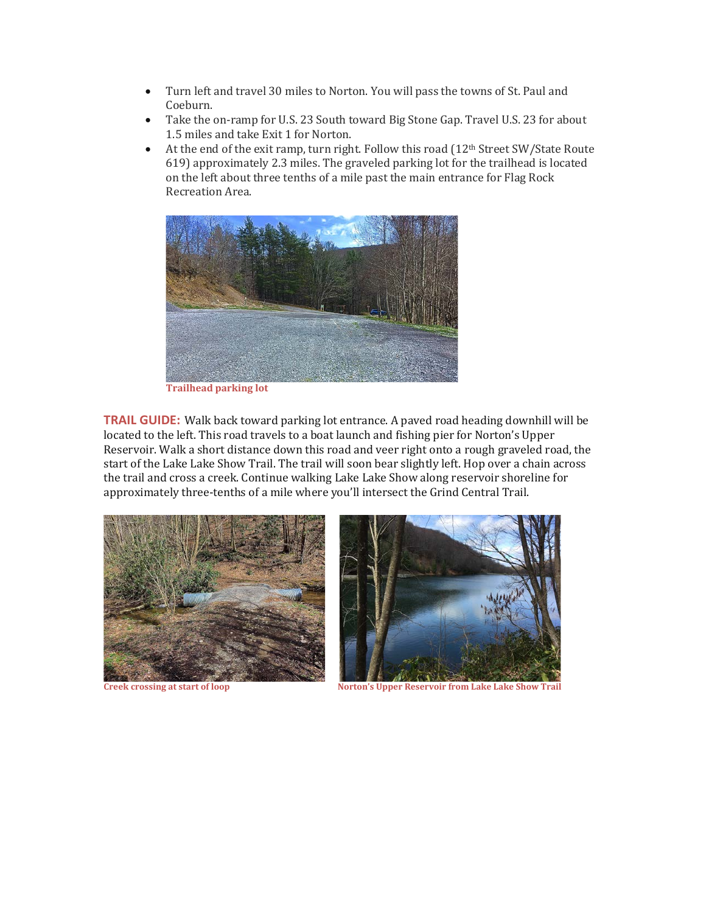- Turn left and travel 30 miles to Norton. You will pass the towns of St. Paul and Coeburn.
- Take the on-ramp for U.S. 23 South toward Big Stone Gap. Travel U.S. 23 for about 1.5 miles and take Exit 1 for Norton.
- At the end of the exit ramp, turn right. Follow this road (12th Street SW/State Route 619) approximately 2.3 miles. The graveled parking lot for the trailhead is located on the left about three tenths of a mile past the main entrance for Flag Rock Recreation Area.

**Trailhead parking lot**

**TRAIL GUIDE:** Walk back toward parking lot entrance. A paved road heading downhill will be located to the left. This road travels to a boat launch and fishing pier for Norton's Upper Reservoir. Walk a short distance down this road and veer right onto a rough graveled road, the start of the Lake Lake Show Trail. The trail will soon bear slightly left. Hop over a chain across the trail and cross a creek. Continue walking Lake Lake Show along reservoir shoreline for approximately three-tenths of a mile where you'll intersect the Grind Central Trail.

**Creek crossing at start of loop**

**Norton's Upper Reservoir from Lake Lake Show Trail**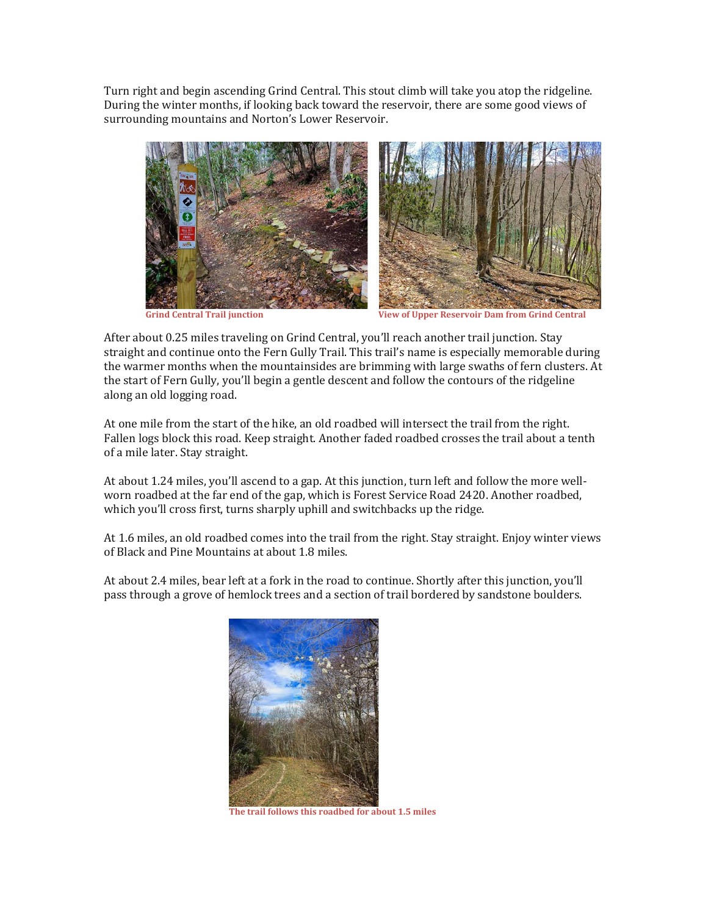Turn right and begin ascending Grind Central. This stout climb will take you atop the ridgeline. During the winter months, if looking back toward the reservoir, there are some good views of surrounding mountains and Norton's Lower Reservoir.

Grind Central Trail junction

View of Upper Reservoir Dam from Grind Central

After about 0.25 miles traveling on Grind Central, you'll reach another trail junction. Stay straight and continue onto the Fern Gully Trail. This trail's name is especially memorable during the warmer months when the mountainsides are brimming with large swaths of fern clusters. At the start of Fern Gully, you'll begin a gentle descent and follow the contours of the ridgeline along an old logging road.

At one mile from the start of the hike, an old roadbed will intersect the trail from the right. Fallen logs block this road. Keep straight. Another faded roadbed crosses the trail about a tenth of a mile later. Stay straight.

At about 1.24 miles, you'll ascend to a gap. At this junction, turn left and follow the more well-worn roadbed at the far end of the gap, which is Forest Service Road 2420. Another roadbed, which you'll cross first, turns sharply uphill and switchbacks up the ridge.

At 1.6 miles, an old roadbed comes into the trail from the right. Stay straight. Enjoy winter views of Black and Pine Mountains at about 1.8 miles.

At about 2.4 miles, bear left at a fork in the road to continue. Shortly after this junction, you'll pass through a grove of hemlock trees and a section of trail bordered by sandstone boulders.

The trail follows this roadbed for about 1.5 miles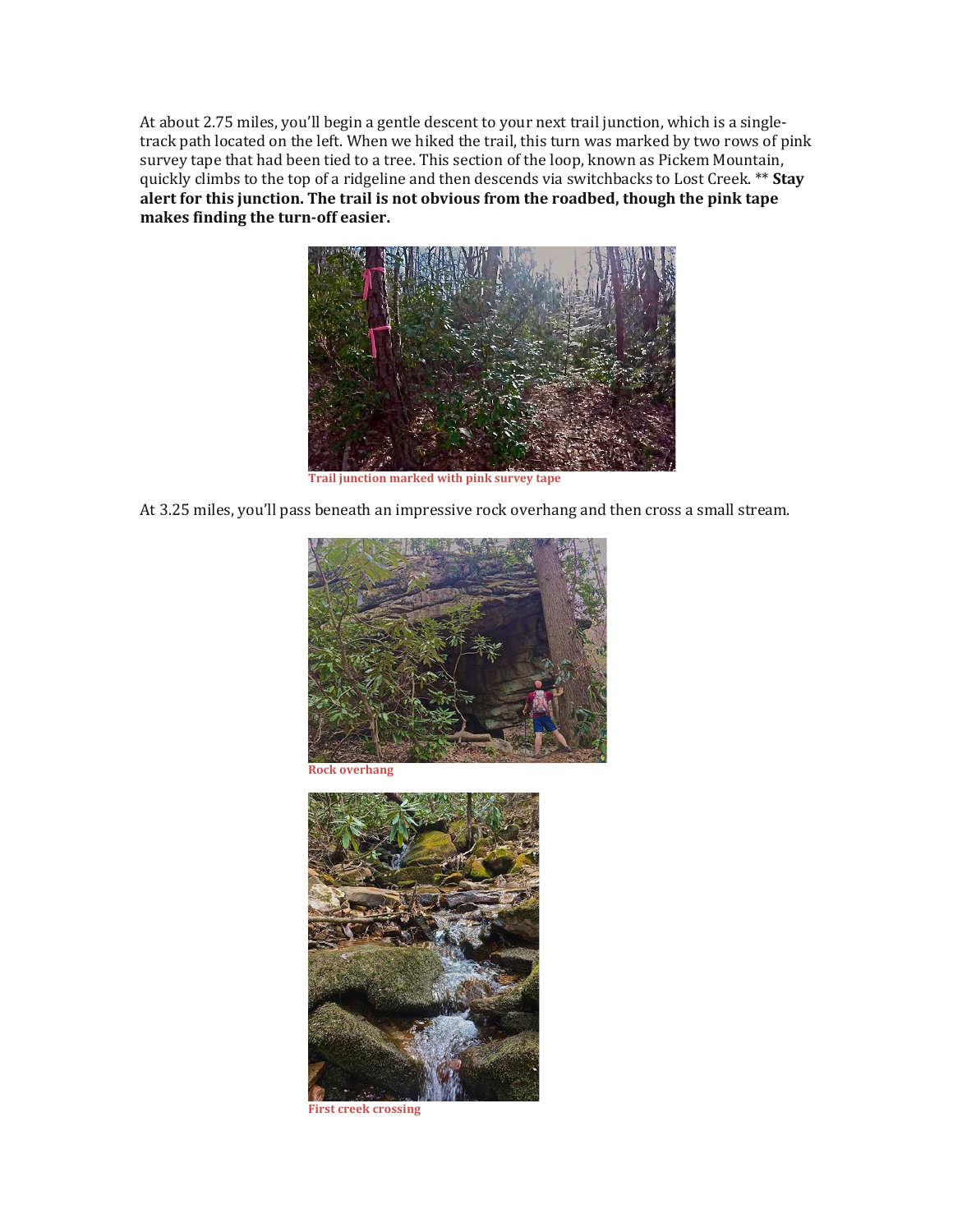At about 2.75 miles, you'll begin a gentle descent to your next trail junction, which is a single-track path located on the left. When we hiked the trail, this turn was marked by two rows of pink survey tape that had been tied to a tree. This section of the loop, known as Pickem Mountain, quickly climbs to the top of a ridgeline and then descends via switchbacks to Lost Creek. ** **Stay alert for this junction. The trail is not obvious from the roadbed, though the pink tape makes finding the turn-off easier.**

Trail junction marked with pink survey tape

At 3.25 miles, you'll pass beneath an impressive rock overhang and then cross a small stream.

Rock overhang

First creek crossing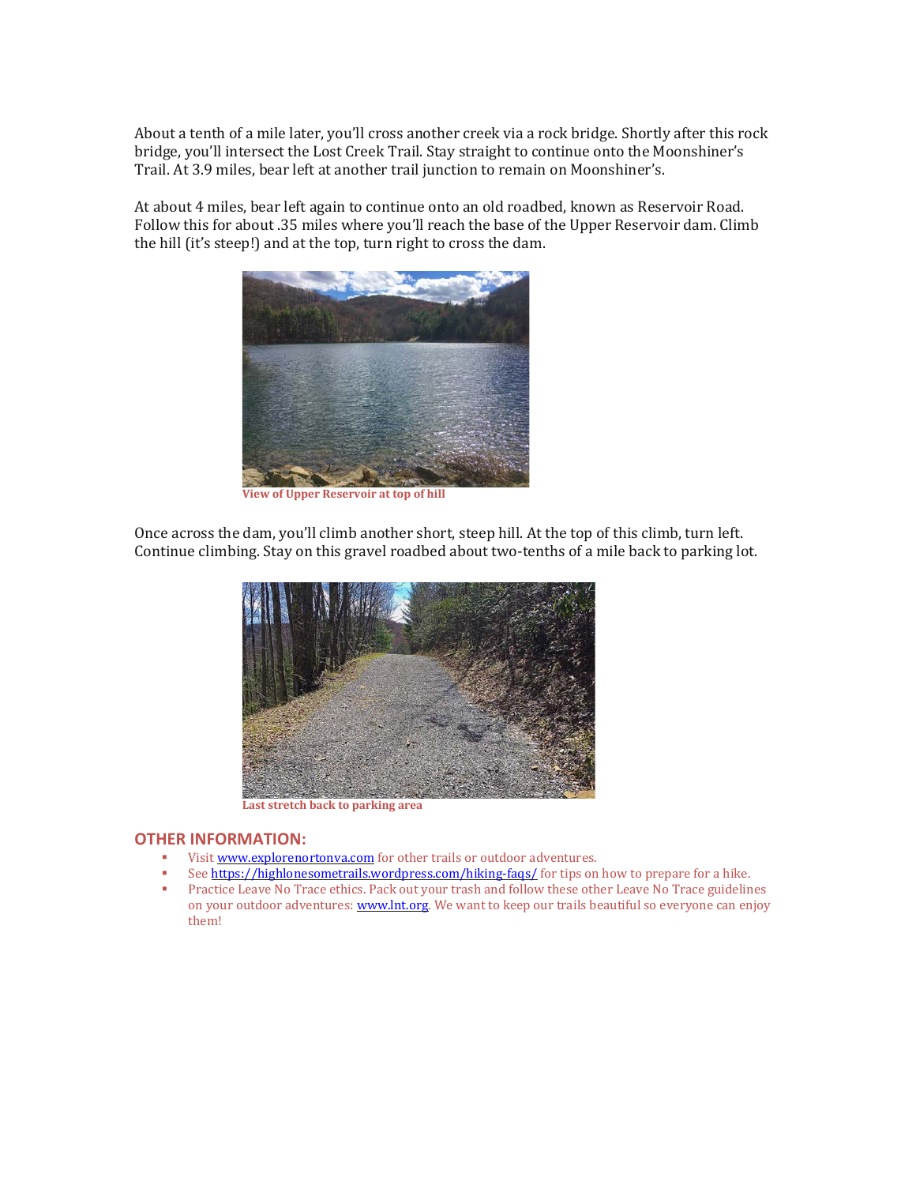About a tenth of a mile later, you'll cross another creek via a rock bridge. Shortly after this rock bridge, you'll intersect the Lost Creek Trail. Stay straight to continue onto the Moonshiner's Trail. At 3.9 miles, bear left at another trail junction to remain on Moonshiner's.

At about 4 miles, bear left again to continue onto an old roadbed, known as Reservoir Road. Follow this for about .35 miles where you'll reach the base of the Upper Reservoir dam. Climb the hill (it's steep!) and at the top, turn right to cross the dam.

**View of Upper Reservoir at top of hill**

Once across the dam, you'll climb another short, steep hill. At the top of this climb, turn left. Continue climbing. Stay on this gravel roadbed about two-tenths of a mile back to parking lot.

**Last stretch back to parking area**

## OTHER INFORMATION:

- Visit [www.explorenortonva.com](http://www.explorenortonva.com) for other trails or outdoor adventures.
- See [https://highlonesometrails.wordpress.com/hiking-faqs/](https://highlonesometrails.wordpress.com/hiking-faqs/) for tips on how to prepare for a hike.
- Practice Leave No Trace ethics. Pack out your trash and follow these other Leave No Trace guidelines on your outdoor adventures: [www.lnt.org](http://www.lnt.org). We want to keep our trails beautiful so everyone can enjoy them!